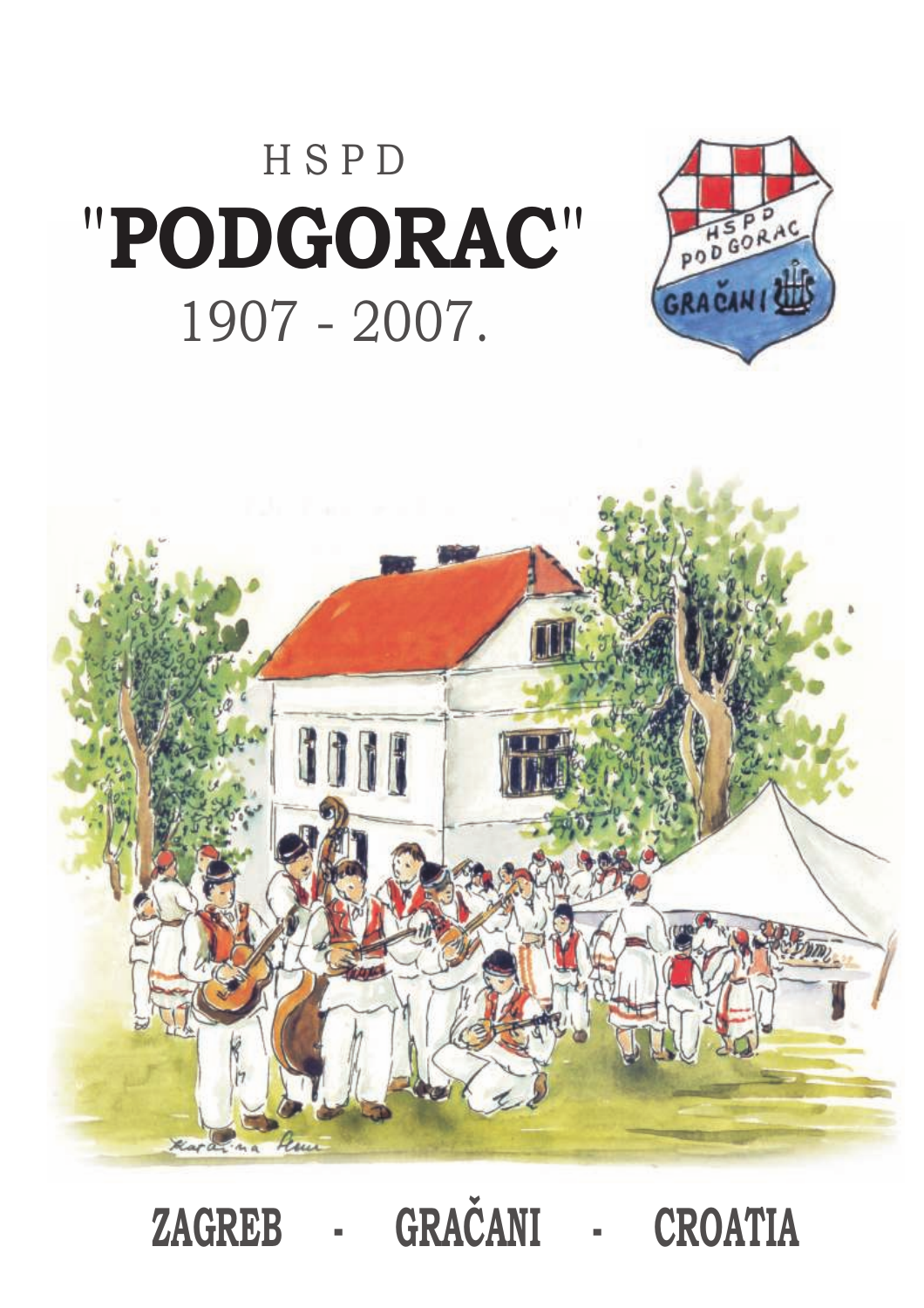HSPD

# "PODGORAC"

1907 - 2007.

**ZAGREB - GRAČANI - CROATIA**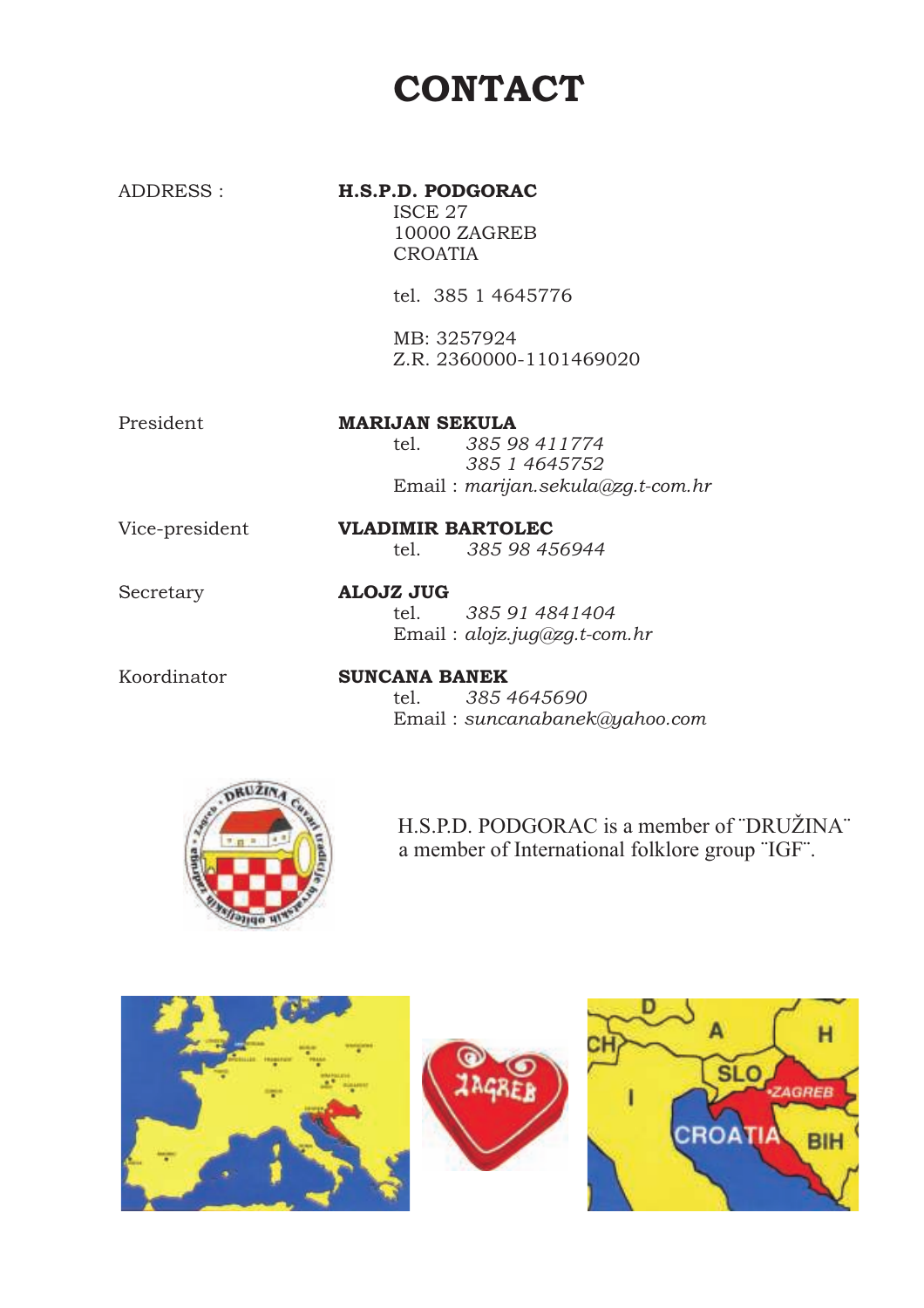# CONTACT

ADDRESS : **H.S.P.D. PODGORAC**
ISCE 27
10000 ZAGREB
CROATIA

tel. 385 1 4645776

MB: 3257924
Z.R. 2360000-1101469020

President **MARIJAN SEKULA**
tel. *385 98 411774*
*385 1 4645752*
Email : *marijan.sekula@zg.t-com.hr*

Vice-president **VLADIMIR BARTOLEC**
tel. *385 98 456944*

Secretary **ALOJZ JUG**
tel. *385 91 4841404*
Email : *alojz.jug@zg.t-com.hr*

Koordinator **SUNCANA BANEK**
tel. *385 4645690*
Email : *suncanabanek@yahoo.com*

H.S.P.D. PODGORAC is a member of ¨DRUŽINA¨
a member of International folklore group ¨IGF¨.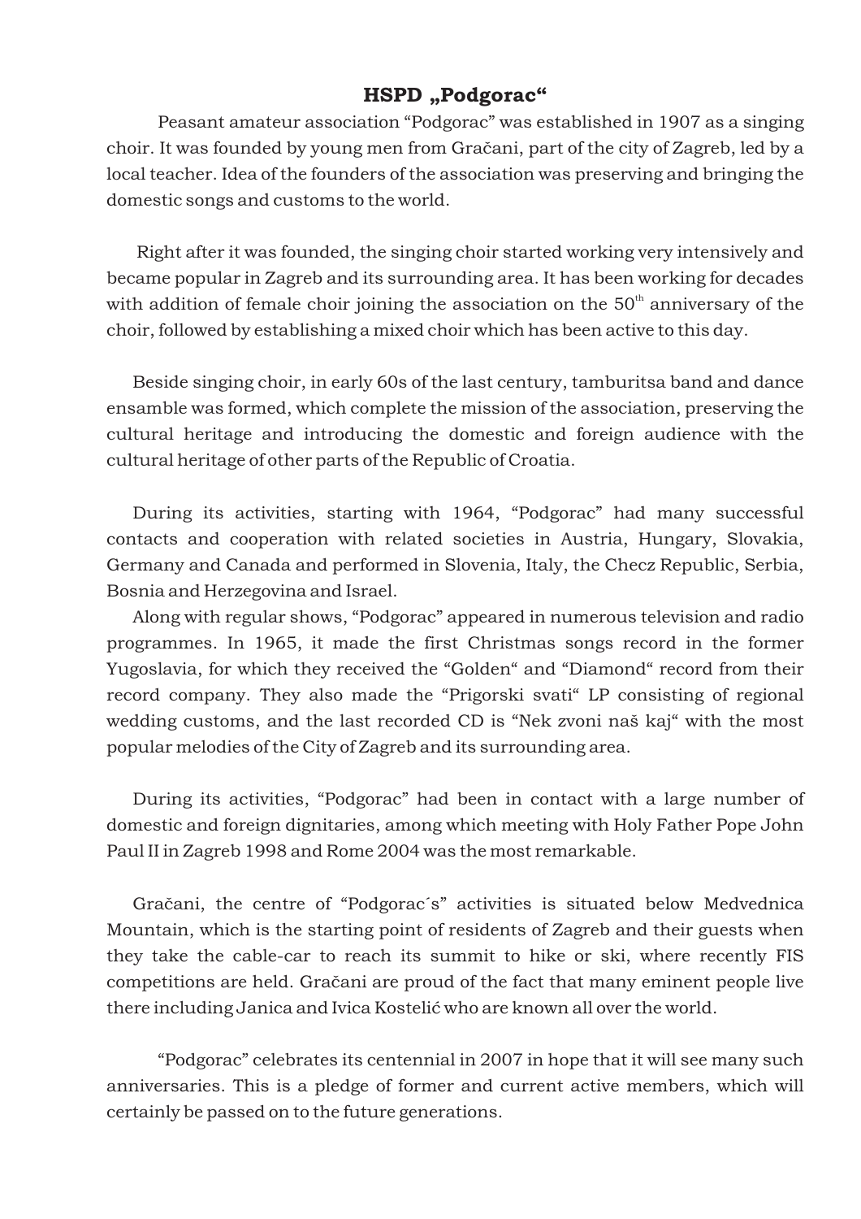## HSPD „Podgorac“

Peasant amateur association “Podgorac” was established in 1907 as a singing choir. It was founded by young men from Gračani, part of the city of Zagreb, led by a local teacher. Idea of the founders of the association was preserving and bringing the domestic songs and customs to the world.

Right after it was founded, the singing choir started working very intensively and became popular in Zagreb and its surrounding area. It has been working for decades with addition of female choir joining the association on the 50th anniversary of the choir, followed by establishing a mixed choir which has been active to this day.

Beside singing choir, in early 60s of the last century, tamburitsa band and dance ensamble was formed, which complete the mission of the association, preserving the cultural heritage and introducing the domestic and foreign audience with the cultural heritage of other parts of the Republic of Croatia.

During its activities, starting with 1964, “Podgorac” had many successful contacts and cooperation with related societies in Austria, Hungary, Slovakia, Germany and Canada and performed in Slovenia, Italy, the Checz Republic, Serbia, Bosnia and Herzegovina and Israel.

Along with regular shows, “Podgorac” appeared in numerous television and radio programmes. In 1965, it made the first Christmas songs record in the former Yugoslavia, for which they received the “Golden“ and “Diamond“ record from their record company. They also made the “Prigorski svati“ LP consisting of regional wedding customs, and the last recorded CD is “Nek zvoni naš kaj“ with the most popular melodies of the City of Zagreb and its surrounding area.

During its activities, “Podgorac” had been in contact with a large number of domestic and foreign dignitaries, among which meeting with Holy Father Pope John Paul II in Zagreb 1998 and Rome 2004 was the most remarkable.

Gračani, the centre of “Podgorac´s” activities is situated below Medvednica Mountain, which is the starting point of residents of Zagreb and their guests when they take the cable-car to reach its summit to hike or ski, where recently FIS competitions are held. Gračani are proud of the fact that many eminent people live there including Janica and Ivica Kostelić who are known all over the world.

“Podgorac” celebrates its centennial in 2007 in hope that it will see many such anniversaries. This is a pledge of former and current active members, which will certainly be passed on to the future generations.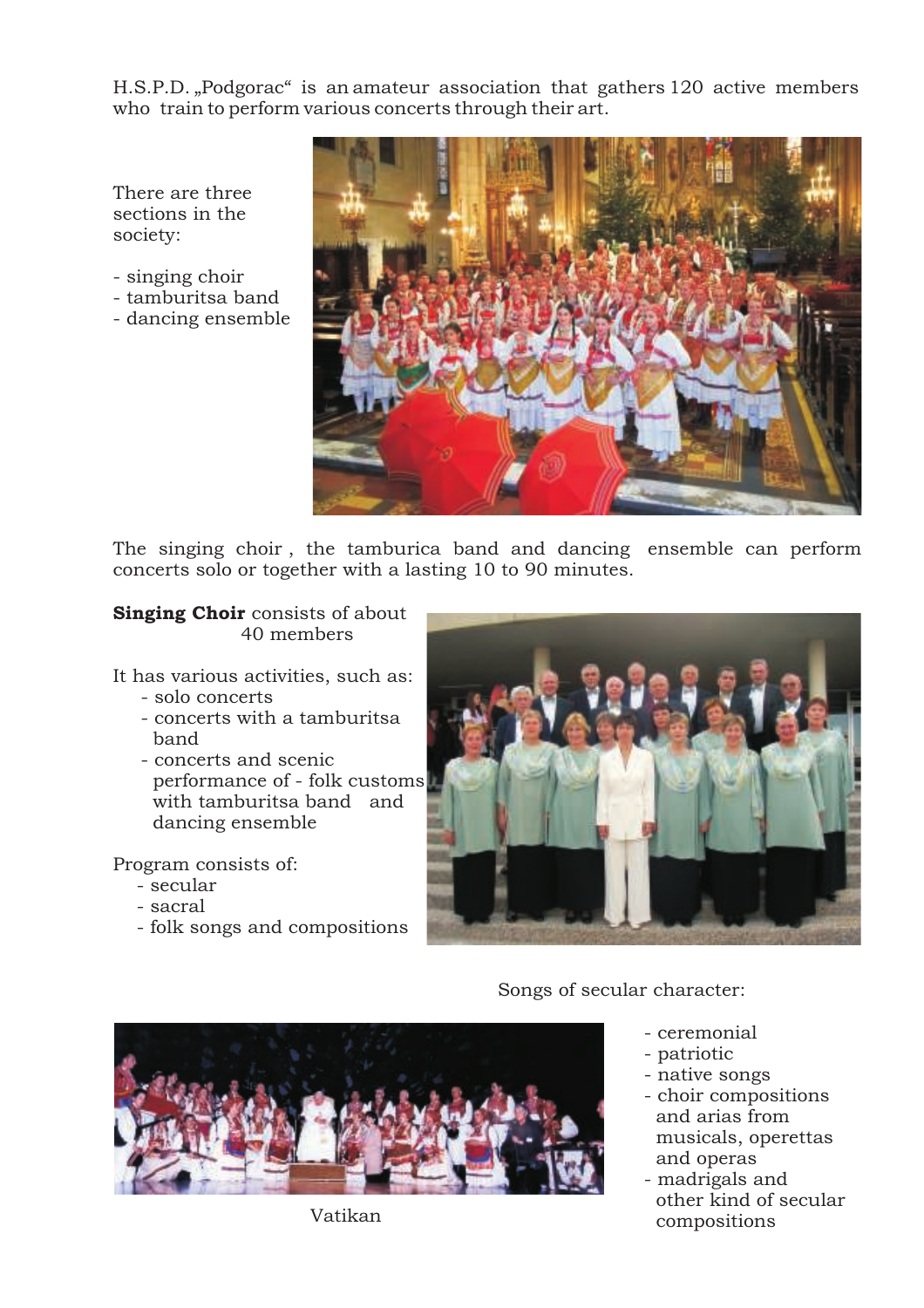H.S.P.D. „Podgorac“ is an amateur association that gathers 120 active members who train to perform various concerts through their art.

There are three sections in the society:

- singing choir
- tamburitsa band
- dancing ensemble

The singing choir , the tamburica band and dancing ensemble can perform concerts solo or together with a lasting 10 to 90 minutes.

**Singing Choir** consists of about 40 members

It has various activities, such as:

- solo concerts
- concerts with a tamburitsa band
- concerts and scenic performance of - folk customs with tamburitsa band and dancing ensemble

Program consists of:

- secular
- sacral
- folk songs and compositions

Songs of secular character:

- ceremonial
- patriotic
- native songs
- choir compositions and arias from musicals, operettas and operas
- madrigals and other kind of secular compositions

Vatikan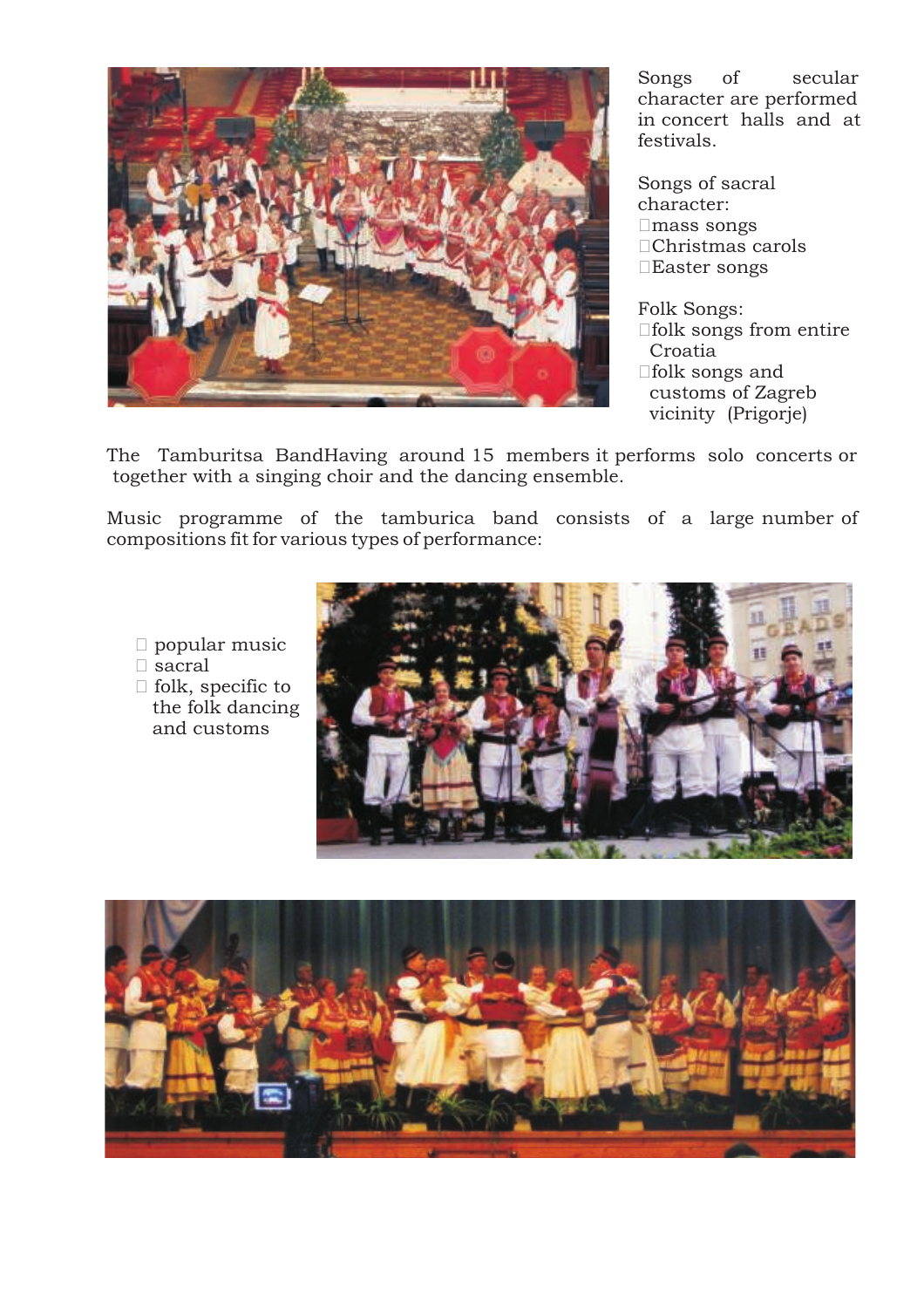Songs of secular character are performed in concert halls and at festivals.

Songs of sacral character:

- mass songs
- Christmas carols
- Easter songs

Folk Songs:

- folk songs from entire Croatia
- folk songs and customs of Zagreb vicinity (Prigorje)

The Tamburitsa BandHaving around 15 members it performs solo concerts or together with a singing choir and the dancing ensemble.

Music programme of the tamburica band consists of a large number of compositions fit for various types of performance:

- popular music
- sacral
- folk, specific to the folk dancing and customs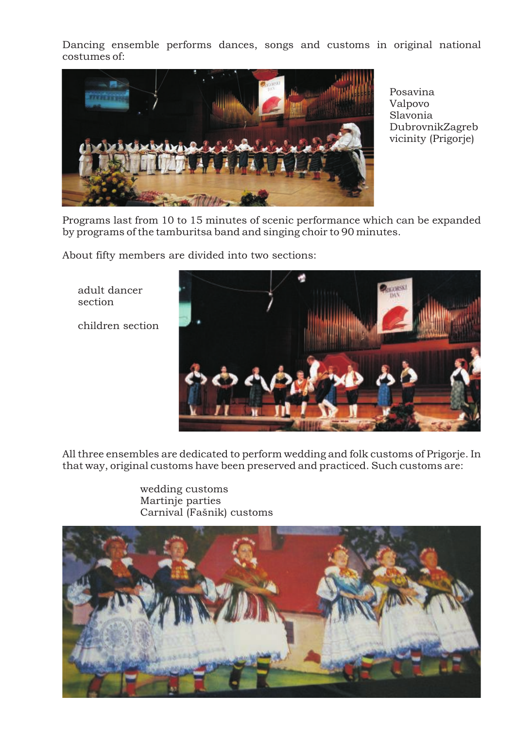Dancing ensemble performs dances, songs and customs in original national costumes of:

Posavina
Valpovo
Slavonia
DubrovnikZagreb
vicinity (Prigorje)

Programs last from 10 to 15 minutes of scenic performance which can be expanded by programs of the tamburitsa band and singing choir to 90 minutes.

About fifty members are divided into two sections:

adult dancer section

children section

All three ensembles are dedicated to perform wedding and folk customs of Prigorje. In that way, original customs have been preserved and practiced. Such customs are:

wedding customs
Martinje parties
Carnival (Fašnik) customs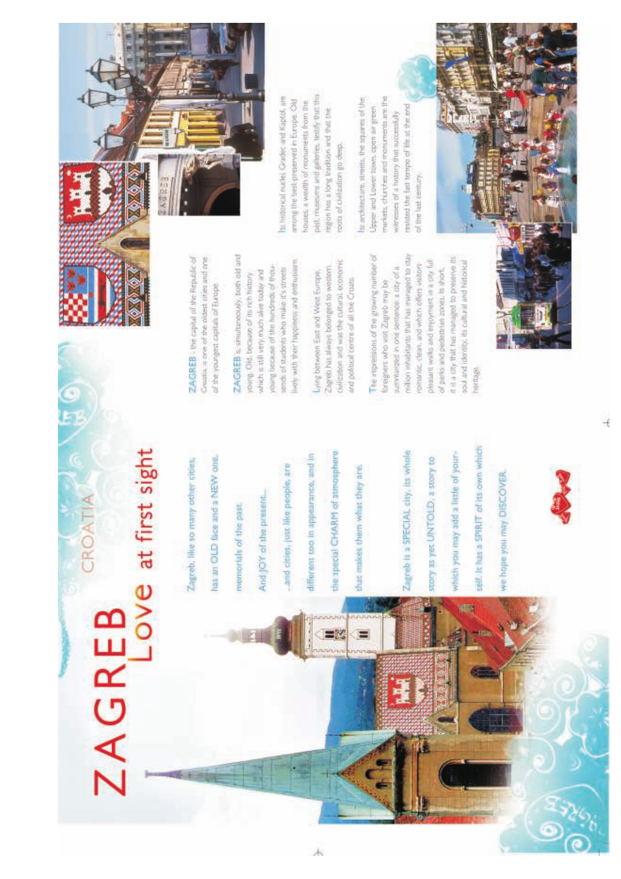# ZAGREB

CROATIA

## Love at first sight

Zagreb, like so many other cities,

has an OLD face and a NEW one,

memorials of the past.

And JOY of the present...

...and cities, just like people, are

different too in appearance, and in

the special CHARM of atmosphere

that makes them what they are.

Zagreb is a SPECIAL city, its whole

story as yet UNTOLD, a story to

which you may add a little of your-

self. It has a SPIRIT of its own which

we hope you may DISCOVER.

ZAGREB - the capital of the Republic of Croatia, is one of the oldest cities and one of the youngest capitals of Europe.

ZAGREB is, simultaneously, both old and young. Old, because of its rich history which is still very much alive today and young because of the hundreds of thousands of students who make it's streets lively with their happiness and enthusiasm.

Lying between East and West Europe, Zagreb has always belonged to western civilization and was the cultural, economic and political centre of all the Croats.

The impressions of the growing number of foreigners who visit Zagreb may be summarized in one sentence: a city of a million inhabitants that has managed to stay romantic, clean, and which offers visitors pleasant walks and enjoyment in a city full of parks and pedestrian zones. In short, it is a city that has managed to preserve its soul and identity, its cultural and historical heritage.

Its historical nuclei, Gradec and Kaptol, are among the best-preserved in Europe. Old houses, a wealth of monuments from the past, museums and galleries, testify that this region has a long tradition and that the roots of civilization go deep.

Its architecture, streets, the squares of the Upper and Lower town, open air green markets, churches and monuments are the witnesses of a history that successfully resisted the fast tempo of life at the end of the last century.